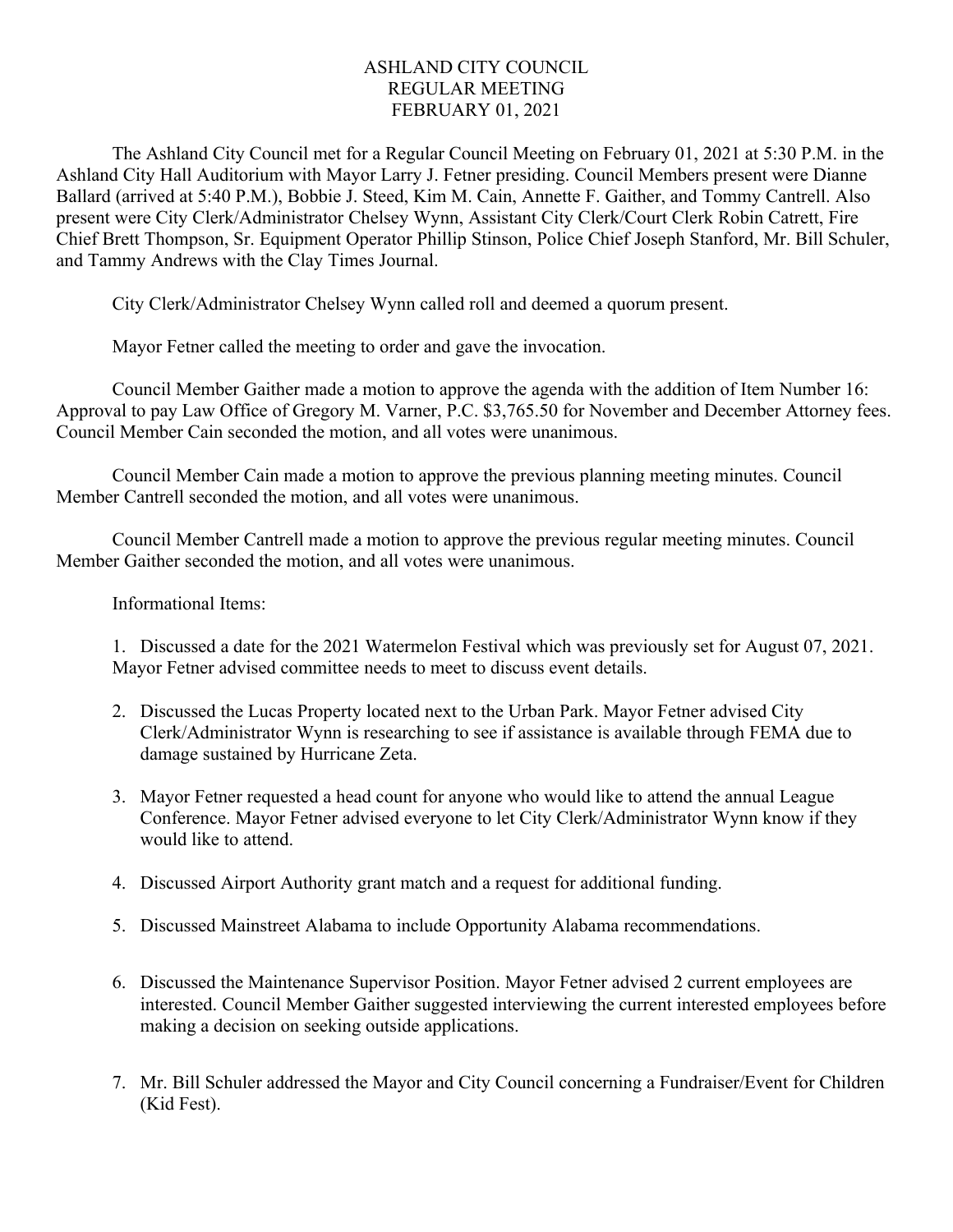# ASHLAND CITY COUNCIL
# REGULAR MEETING
# FEBRUARY 01, 2021

The Ashland City Council met for a Regular Council Meeting on February 01, 2021 at 5:30 P.M. in the Ashland City Hall Auditorium with Mayor Larry J. Fetner presiding. Council Members present were Dianne Ballard (arrived at 5:40 P.M.), Bobbie J. Steed, Kim M. Cain, Annette F. Gaither, and Tommy Cantrell. Also present were City Clerk/Administrator Chelsey Wynn, Assistant City Clerk/Court Clerk Robin Catrett, Fire Chief Brett Thompson, Sr. Equipment Operator Phillip Stinson, Police Chief Joseph Stanford, Mr. Bill Schuler, and Tammy Andrews with the Clay Times Journal.

City Clerk/Administrator Chelsey Wynn called roll and deemed a quorum present.

Mayor Fetner called the meeting to order and gave the invocation.

Council Member Gaither made a motion to approve the agenda with the addition of Item Number 16: Approval to pay Law Office of Gregory M. Varner, P.C. $3,765.50 for November and December Attorney fees. Council Member Cain seconded the motion, and all votes were unanimous.

Council Member Cain made a motion to approve the previous planning meeting minutes. Council Member Cantrell seconded the motion, and all votes were unanimous.

Council Member Cantrell made a motion to approve the previous regular meeting minutes. Council Member Gaither seconded the motion, and all votes were unanimous.

Informational Items:

1. Discussed a date for the 2021 Watermelon Festival which was previously set for August 07, 2021. Mayor Fetner advised committee needs to meet to discuss event details.

2. Discussed the Lucas Property located next to the Urban Park. Mayor Fetner advised City Clerk/Administrator Wynn is researching to see if assistance is available through FEMA due to damage sustained by Hurricane Zeta.

3. Mayor Fetner requested a head count for anyone who would like to attend the annual League Conference. Mayor Fetner advised everyone to let City Clerk/Administrator Wynn know if they would like to attend.

4. Discussed Airport Authority grant match and a request for additional funding.

5. Discussed Mainstreet Alabama to include Opportunity Alabama recommendations.

6. Discussed the Maintenance Supervisor Position. Mayor Fetner advised 2 current employees are interested. Council Member Gaither suggested interviewing the current interested employees before making a decision on seeking outside applications.

7. Mr. Bill Schuler addressed the Mayor and City Council concerning a Fundraiser/Event for Children (Kid Fest).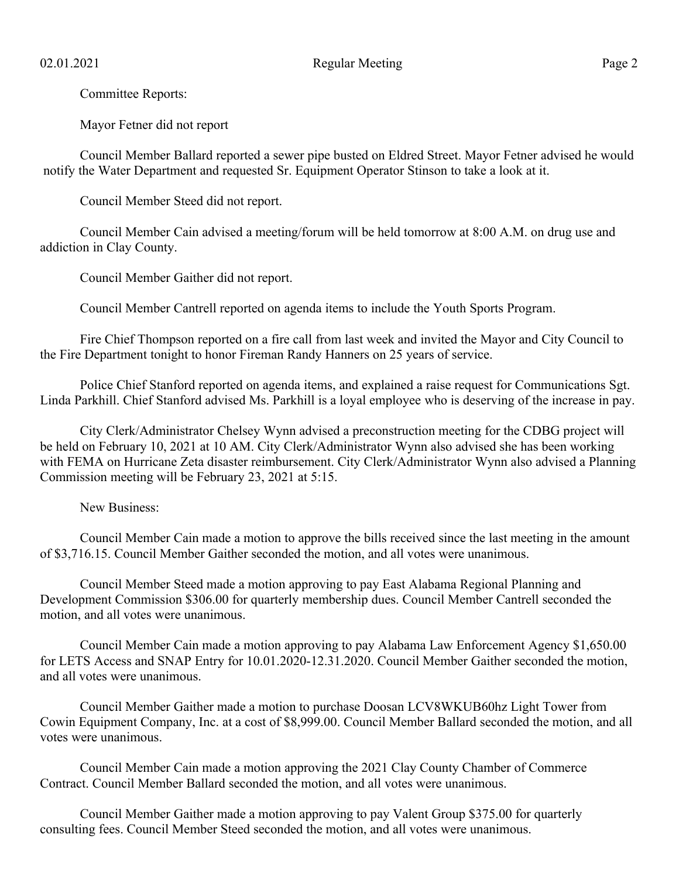Committee Reports:

Mayor Fetner did not report

Council Member Ballard reported a sewer pipe busted on Eldred Street. Mayor Fetner advised he would notify the Water Department and requested Sr. Equipment Operator Stinson to take a look at it.

Council Member Steed did not report.

Council Member Cain advised a meeting/forum will be held tomorrow at 8:00 A.M. on drug use and addiction in Clay County.

Council Member Gaither did not report.

Council Member Cantrell reported on agenda items to include the Youth Sports Program.

Fire Chief Thompson reported on a fire call from last week and invited the Mayor and City Council to the Fire Department tonight to honor Fireman Randy Hanners on 25 years of service.

Police Chief Stanford reported on agenda items, and explained a raise request for Communications Sgt. Linda Parkhill. Chief Stanford advised Ms. Parkhill is a loyal employee who is deserving of the increase in pay.

City Clerk/Administrator Chelsey Wynn advised a preconstruction meeting for the CDBG project will be held on February 10, 2021 at 10 AM. City Clerk/Administrator Wynn also advised she has been working with FEMA on Hurricane Zeta disaster reimbursement. City Clerk/Administrator Wynn also advised a Planning Commission meeting will be February 23, 2021 at 5:15.

New Business:

Council Member Cain made a motion to approve the bills received since the last meeting in the amount of $3,716.15. Council Member Gaither seconded the motion, and all votes were unanimous.

Council Member Steed made a motion approving to pay East Alabama Regional Planning and Development Commission $306.00 for quarterly membership dues. Council Member Cantrell seconded the motion, and all votes were unanimous.

Council Member Cain made a motion approving to pay Alabama Law Enforcement Agency $1,650.00 for LETS Access and SNAP Entry for 10.01.2020-12.31.2020. Council Member Gaither seconded the motion, and all votes were unanimous.

Council Member Gaither made a motion to purchase Doosan LCV8WKUB60hz Light Tower from Cowin Equipment Company, Inc. at a cost of $8,999.00. Council Member Ballard seconded the motion, and all votes were unanimous.

Council Member Cain made a motion approving the 2021 Clay County Chamber of Commerce Contract. Council Member Ballard seconded the motion, and all votes were unanimous.

Council Member Gaither made a motion approving to pay Valent Group $375.00 for quarterly consulting fees. Council Member Steed seconded the motion, and all votes were unanimous.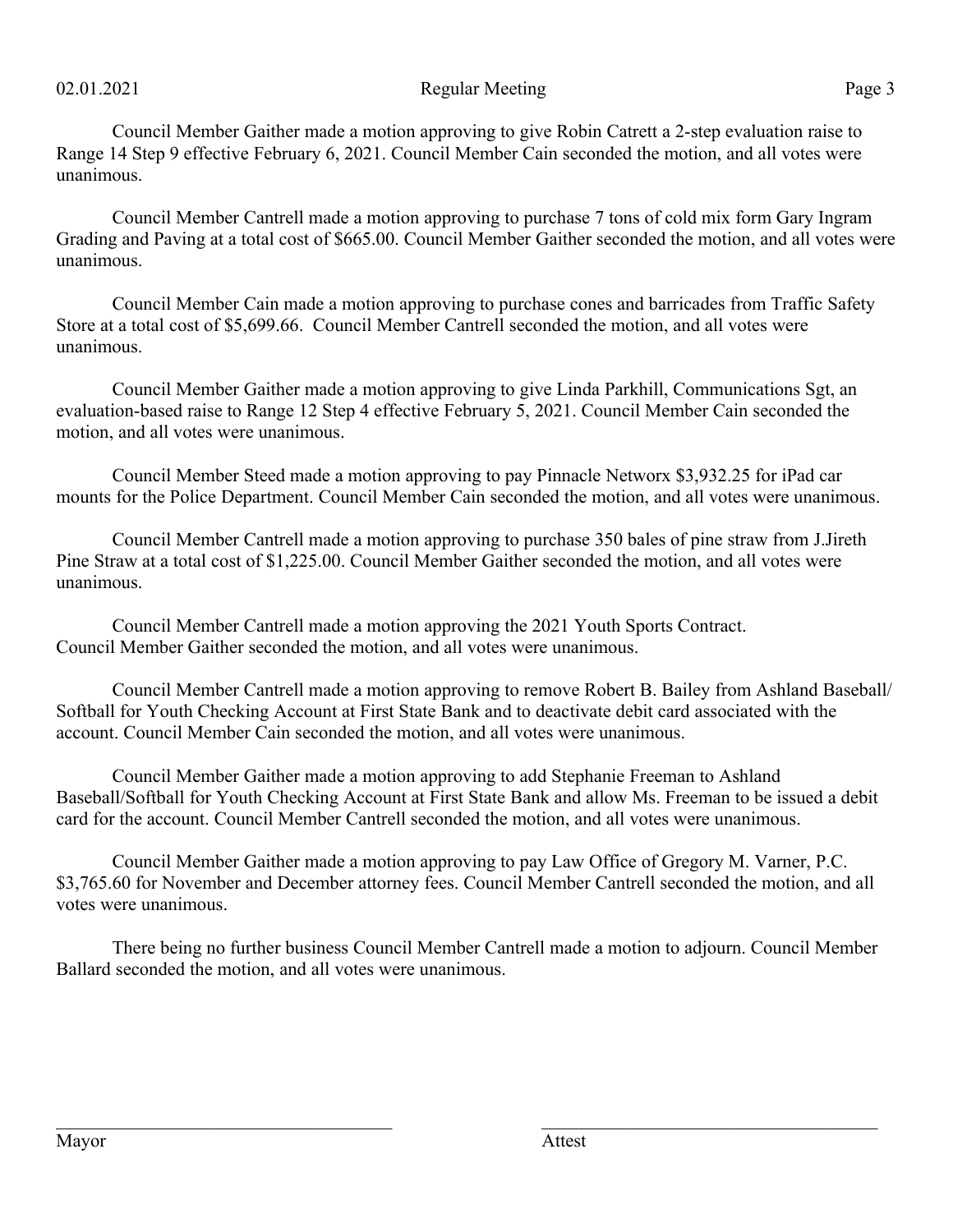Council Member Gaither made a motion approving to give Robin Catrett a 2-step evaluation raise to Range 14 Step 9 effective February 6, 2021. Council Member Cain seconded the motion, and all votes were unanimous.

Council Member Cantrell made a motion approving to purchase 7 tons of cold mix form Gary Ingram Grading and Paving at a total cost of $665.00. Council Member Gaither seconded the motion, and all votes were unanimous.

Council Member Cain made a motion approving to purchase cones and barricades from Traffic Safety Store at a total cost of $5,699.66. Council Member Cantrell seconded the motion, and all votes were unanimous.

Council Member Gaither made a motion approving to give Linda Parkhill, Communications Sgt, an evaluation-based raise to Range 12 Step 4 effective February 5, 2021. Council Member Cain seconded the motion, and all votes were unanimous.

Council Member Steed made a motion approving to pay Pinnacle Networx $3,932.25 for iPad car mounts for the Police Department. Council Member Cain seconded the motion, and all votes were unanimous.

Council Member Cantrell made a motion approving to purchase 350 bales of pine straw from J.Jireth Pine Straw at a total cost of $1,225.00. Council Member Gaither seconded the motion, and all votes were unanimous.

Council Member Cantrell made a motion approving the 2021 Youth Sports Contract. Council Member Gaither seconded the motion, and all votes were unanimous.

Council Member Cantrell made a motion approving to remove Robert B. Bailey from Ashland Baseball/ Softball for Youth Checking Account at First State Bank and to deactivate debit card associated with the account. Council Member Cain seconded the motion, and all votes were unanimous.

Council Member Gaither made a motion approving to add Stephanie Freeman to Ashland Baseball/Softball for Youth Checking Account at First State Bank and allow Ms. Freeman to be issued a debit card for the account. Council Member Cantrell seconded the motion, and all votes were unanimous.

Council Member Gaither made a motion approving to pay Law Office of Gregory M. Varner, P.C. $3,765.60 for November and December attorney fees. Council Member Cantrell seconded the motion, and all votes were unanimous.

There being no further business Council Member Cantrell made a motion to adjourn. Council Member Ballard seconded the motion, and all votes were unanimous.

\_\_\_\_\_\_\_\_\_\_\_\_\_\_\_\_\_\_\_\_\_\_\_\_\_\_\_\_\_\_\_\_\_\_\_\_ \_\_\_\_\_\_\_\_\_\_\_\_\_\_\_\_\_\_\_\_\_\_\_\_\_\_\_\_\_\_\_\_\_\_\_\_

Mayor Attest